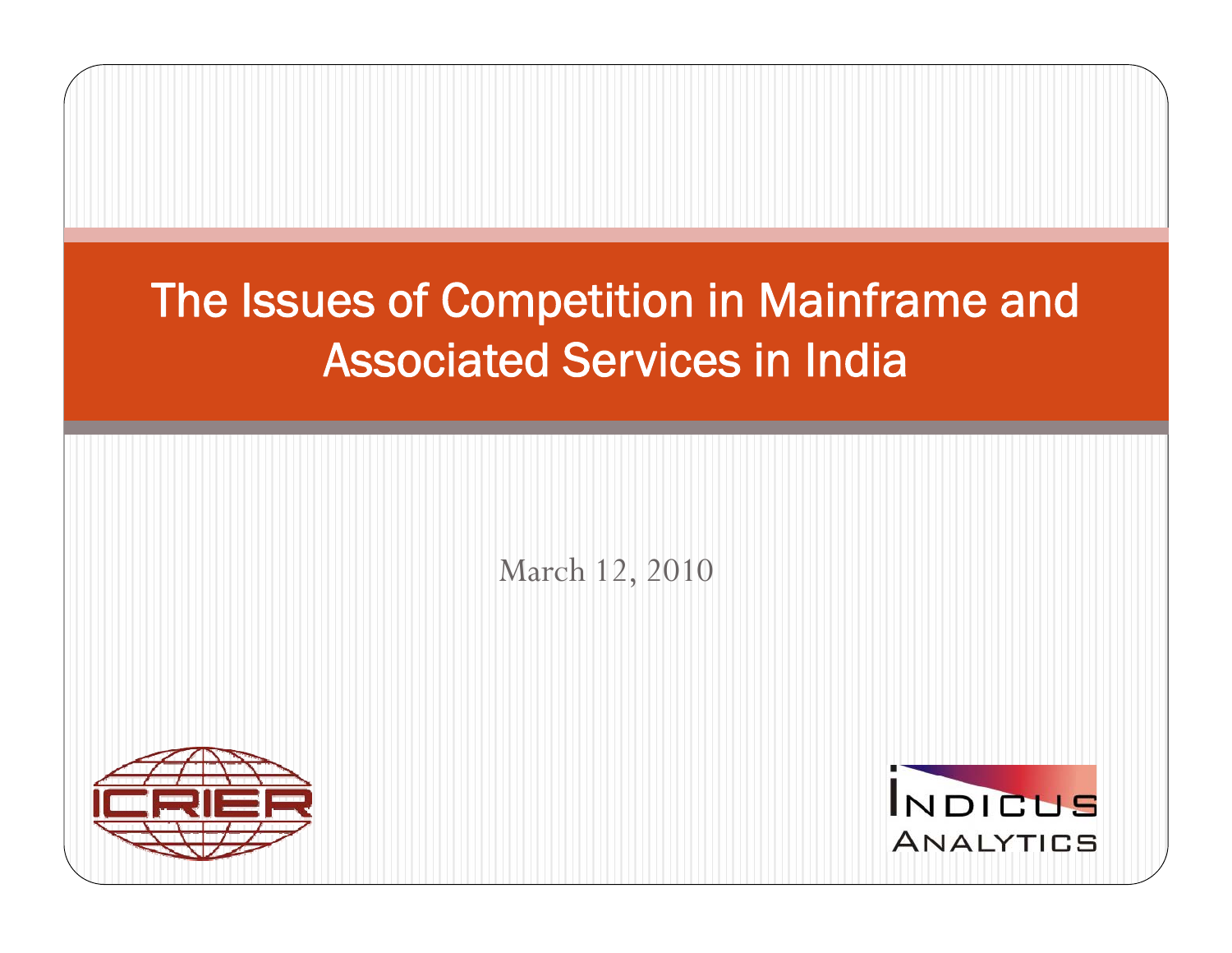# The Issues of Competition in Mainframe and Associated Services in India

March 12, 2010

ICRIER

INDICUS ANALYTICS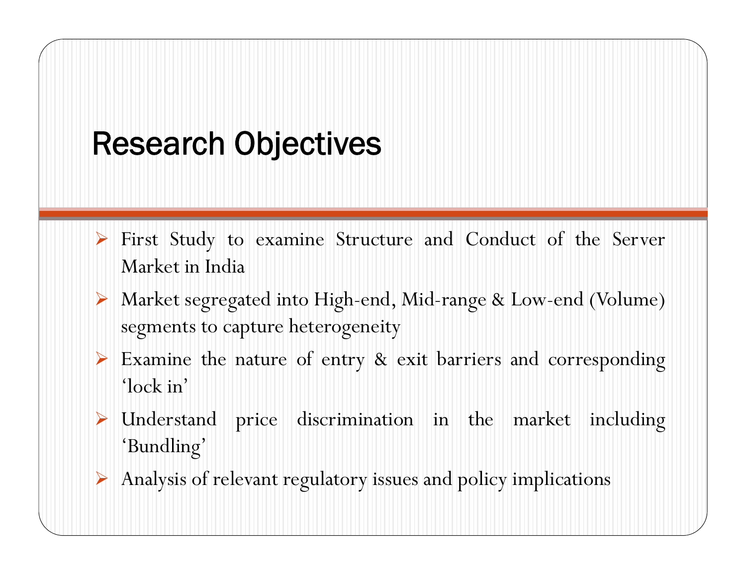# Research Objectives

- First Study to examine Structure and Conduct of the Server Market in India
- Market segregated into High-end, Mid-range & Low-end (Volume) segments to capture heterogeneity
- Examine the nature of entry & exit barriers and corresponding 'lock in'
- Understand price discrimination in the market including 'Bundling'
- Analysis of relevant regulatory issues and policy implications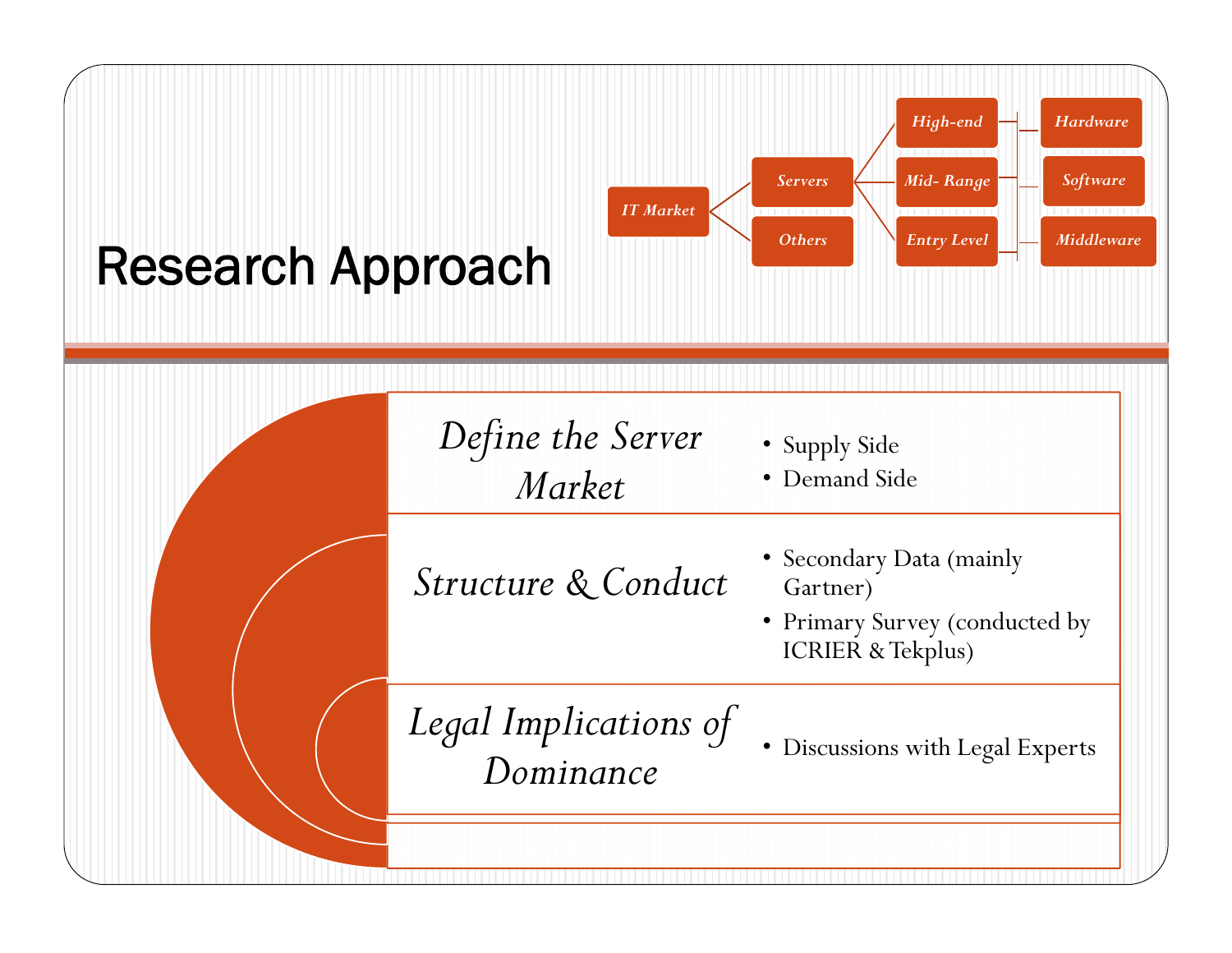# Research Approach

- IT Market
  - Servers
    - High-end
    - Mid- Range
    - Entry Level
      - Hardware
      - Software
      - Middleware
  - Others

| | |
|---|---|
| *Define the Server Market* | • Supply Side<br>• Demand Side |
| *Structure & Conduct* | • Secondary Data (mainly Gartner)<br>• Primary Survey (conducted by ICRIER & Tekplus) |
| *Legal Implications of Dominance* | • Discussions with Legal Experts |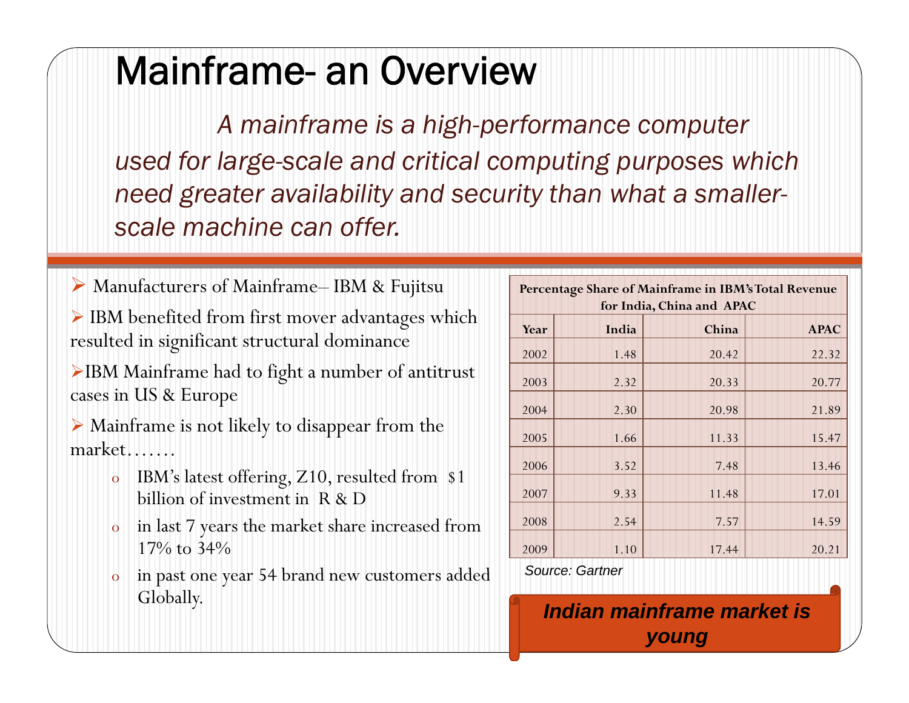# Mainframe- an Overview

*A mainframe is a high-performance computer used for large-scale and critical computing purposes which need greater availability and security than what a smaller-scale machine can offer.*

- Manufacturers of Mainframe– IBM & Fujitsu
- IBM benefited from first mover advantages which resulted in significant structural dominance
- IBM Mainframe had to fight a number of antitrust cases in US & Europe
- Mainframe is not likely to disappear from the market…….
  - IBM's latest offering, Z10, resulted from $1 billion of investment in R & D
  - in last 7 years the market share increased from 17% to 34%
  - in past one year 54 brand new customers added Globally.

**Percentage Share of Mainframe in IBM's Total Revenue for India, China and APAC**

| Year | India | China | APAC |
|---|---|---|---|
| 2002 | 1.48 | 20.42 | 22.32 |
| 2003 | 2.32 | 20.33 | 20.77 |
| 2004 | 2.30 | 20.98 | 21.89 |
| 2005 | 1.66 | 11.33 | 15.47 |
| 2006 | 3.52 | 7.48 | 13.46 |
| 2007 | 9.33 | 11.48 | 17.01 |
| 2008 | 2.54 | 7.57 | 14.59 |
| 2009 | 1.10 | 17.44 | 20.21 |

*Source: Gartner*

***Indian mainframe market is young***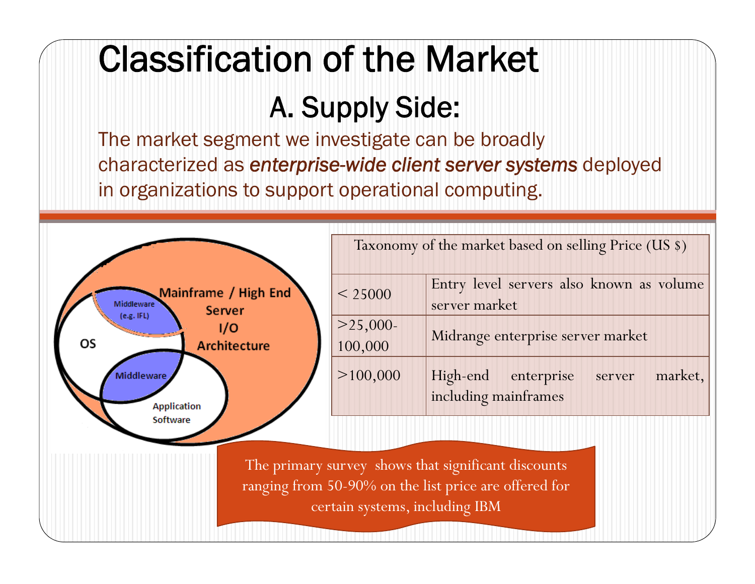# Classification of the Market

## A. Supply Side:

The market segment we investigate can be broadly characterized as *enterprise-wide client server systems* deployed in organizations to support operational computing.

Mainframe / High End Server I/O Architecture

Middleware (e.g. IFL)

OS

Middleware

Application Software

| Taxonomy of the market based on selling Price (US $) | |
|---|---|
| < 25000 | Entry level servers also known as volume server market |
| >25,000-100,000 | Midrange enterprise server market |
| >100,000 | High-end enterprise server market, including mainframes |

The primary survey shows that significant discounts ranging from 50-90% on the list price are offered for certain systems, including IBM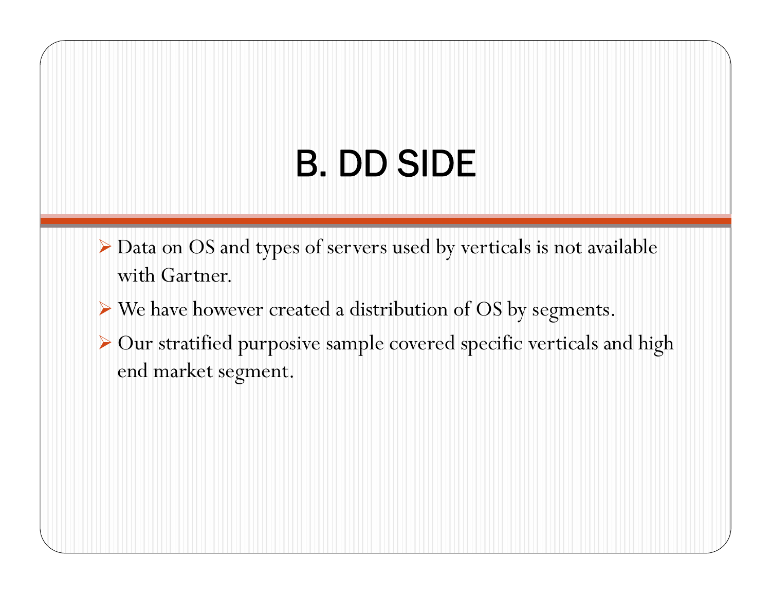# B. DD SIDE

- Data on OS and types of servers used by verticals is not available with Gartner.
- We have however created a distribution of OS by segments.
- Our stratified purposive sample covered specific verticals and high end market segment.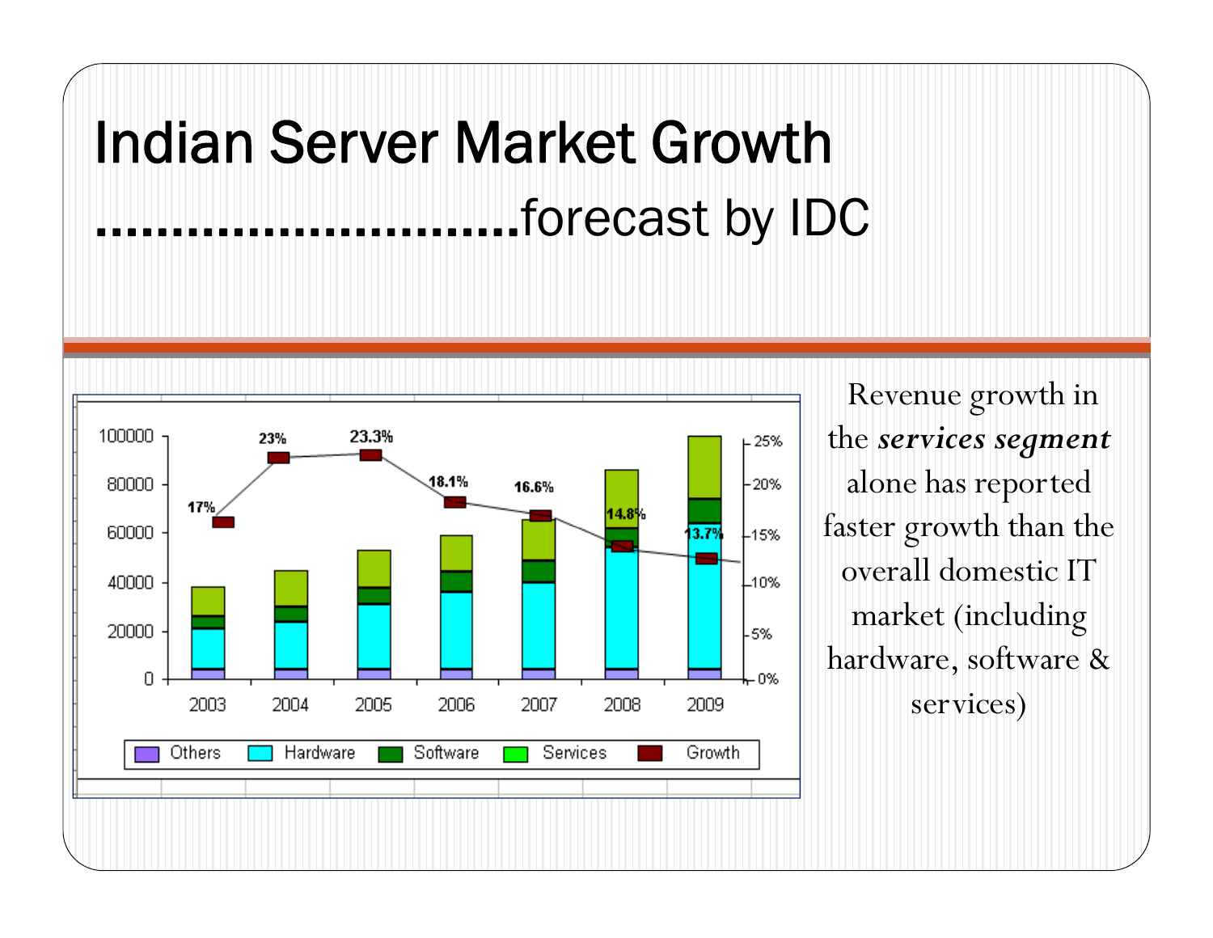# Indian Server Market Growth

## ..........................forecast by IDC

Revenue growth in the ***services segment*** alone has reported faster growth than the overall domestic IT market (including hardware, software & services)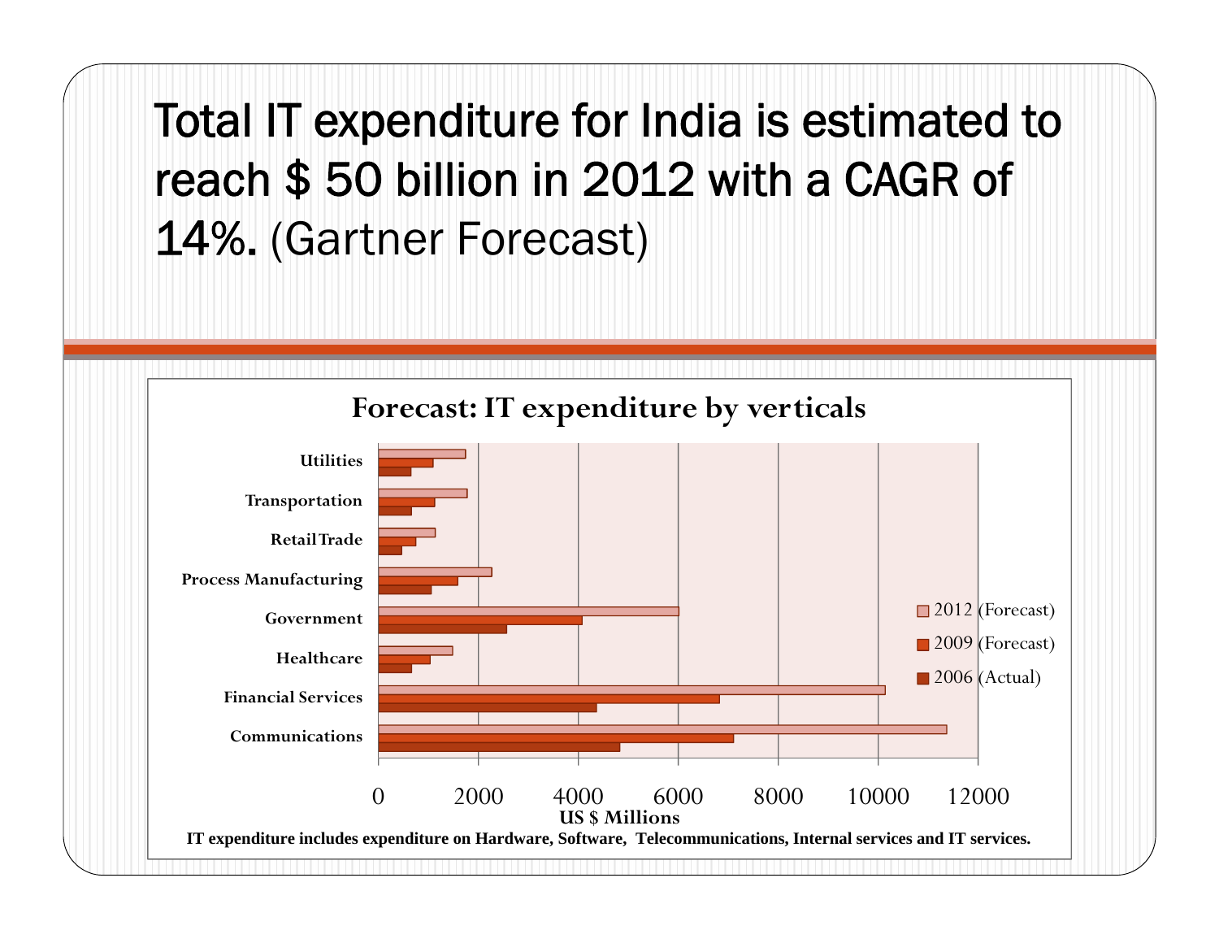# Total IT expenditure for India is estimated to reach $ 50 billion in 2012 with a CAGR of 14%. (Gartner Forecast)

**Forecast: IT expenditure by verticals**

Categories: Utilities, Transportation, Retail Trade, Process Manufacturing, Government, Healthcare, Financial Services, Communications

Legend: 2012 (Forecast), 2009 (Forecast), 2006 (Actual)

Axis: 0, 2000, 4000, 6000, 8000, 10000, 12000 — US $ Millions

IT expenditure includes expenditure on Hardware, Software, Telecommunications, Internal services and IT services.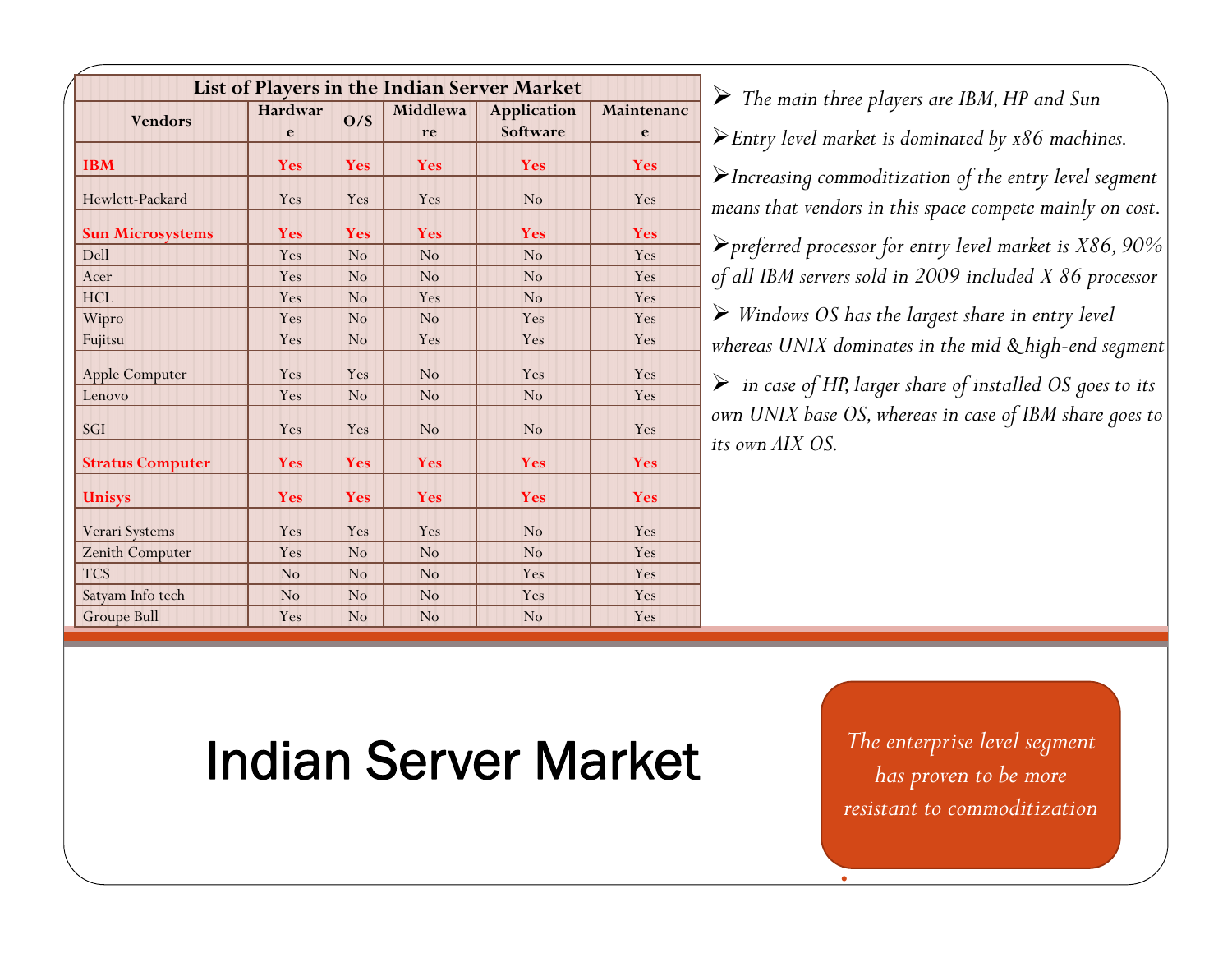## List of Players in the Indian Server Market

| Vendors | Hardware | O/S | Middleware | Application Software | Maintenance |
|---|---|---|---|---|---|
| **IBM** | **Yes** | **Yes** | **Yes** | **Yes** | **Yes** |
| Hewlett-Packard | Yes | Yes | Yes | No | Yes |
| **Sun Microsystems** | **Yes** | **Yes** | **Yes** | **Yes** | **Yes** |
| Dell | Yes | No | No | No | Yes |
| Acer | Yes | No | No | No | Yes |
| HCL | Yes | No | Yes | No | Yes |
| Wipro | Yes | No | No | Yes | Yes |
| Fujitsu | Yes | No | Yes | Yes | Yes |
| Apple Computer | Yes | Yes | No | Yes | Yes |
| Lenovo | Yes | No | No | No | Yes |
| SGI | Yes | Yes | No | No | Yes |
| **Stratus Computer** | **Yes** | **Yes** | **Yes** | **Yes** | **Yes** |
| **Unisys** | **Yes** | **Yes** | **Yes** | **Yes** | **Yes** |
| Verari Systems | Yes | Yes | Yes | No | Yes |
| Zenith Computer | Yes | No | No | No | Yes |
| TCS | No | No | No | Yes | Yes |
| Satyam Info tech | No | No | No | Yes | Yes |
| Groupe Bull | Yes | No | No | No | Yes |

- *The main three players are IBM, HP and Sun*
- *Entry level market is dominated by x86 machines.*
- *Increasing commoditization of the entry level segment means that vendors in this space compete mainly on cost.*
- *preferred processor for entry level market is X86, 90% of all IBM servers sold in 2009 included X 86 processor*
- *Windows OS has the largest share in entry level whereas UNIX dominates in the mid & high-end segment*
- *in case of HP, larger share of installed OS goes to its own UNIX base OS, whereas in case of IBM share goes to its own AIX OS.*

# Indian Server Market

*The enterprise level segment has proven to be more resistant to commoditization*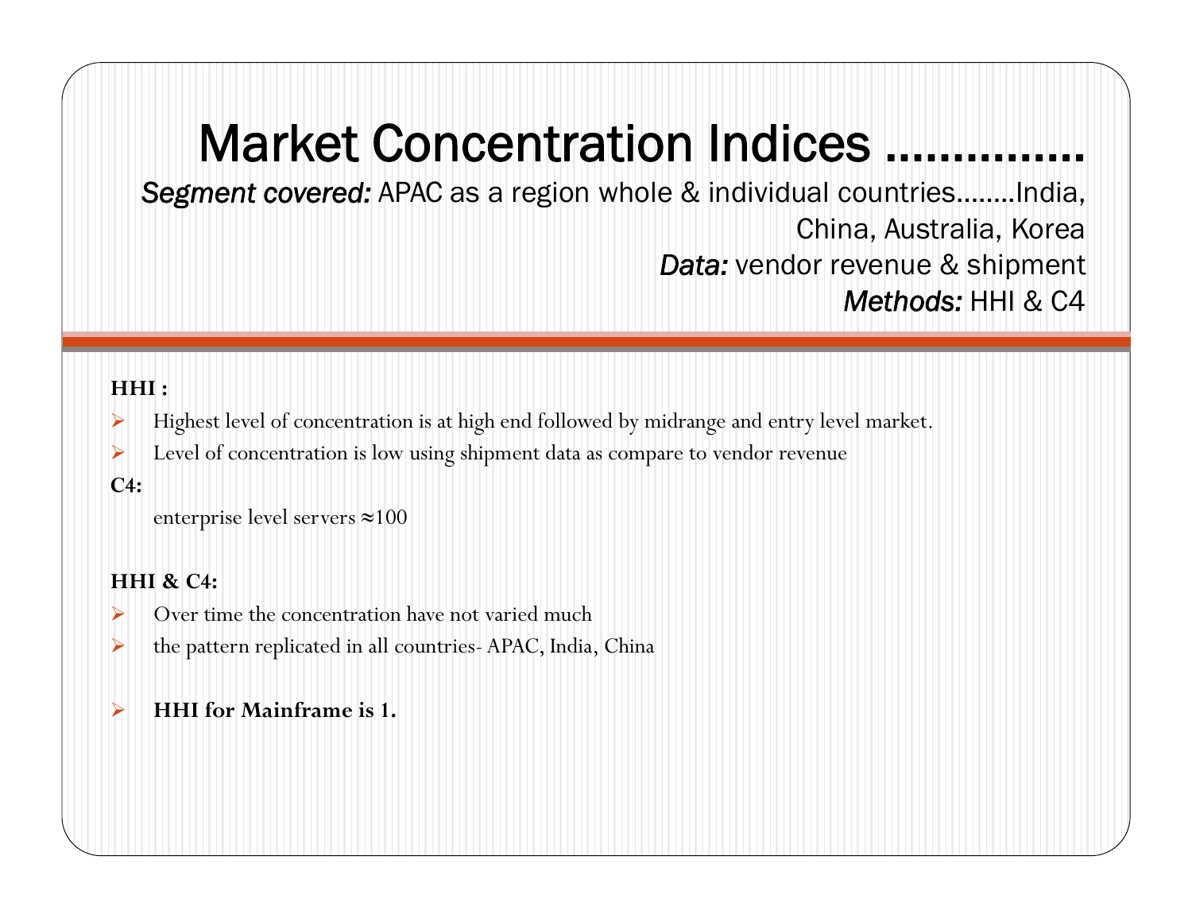# Market Concentration Indices ...............

*Segment covered:* APAC as a region whole & individual countries........India, China, Australia, Korea

*Data:* vendor revenue & shipment

*Methods:* HHI & C4

**HHI :**

- Highest level of concentration is at high end followed by midrange and entry level market.
- Level of concentration is low using shipment data as compare to vendor revenue

**C4:**

enterprise level servers ≈100

**HHI & C4:**

- Over time the concentration have not varied much
- the pattern replicated in all countries- APAC, India, China

- **HHI for Mainframe is 1.**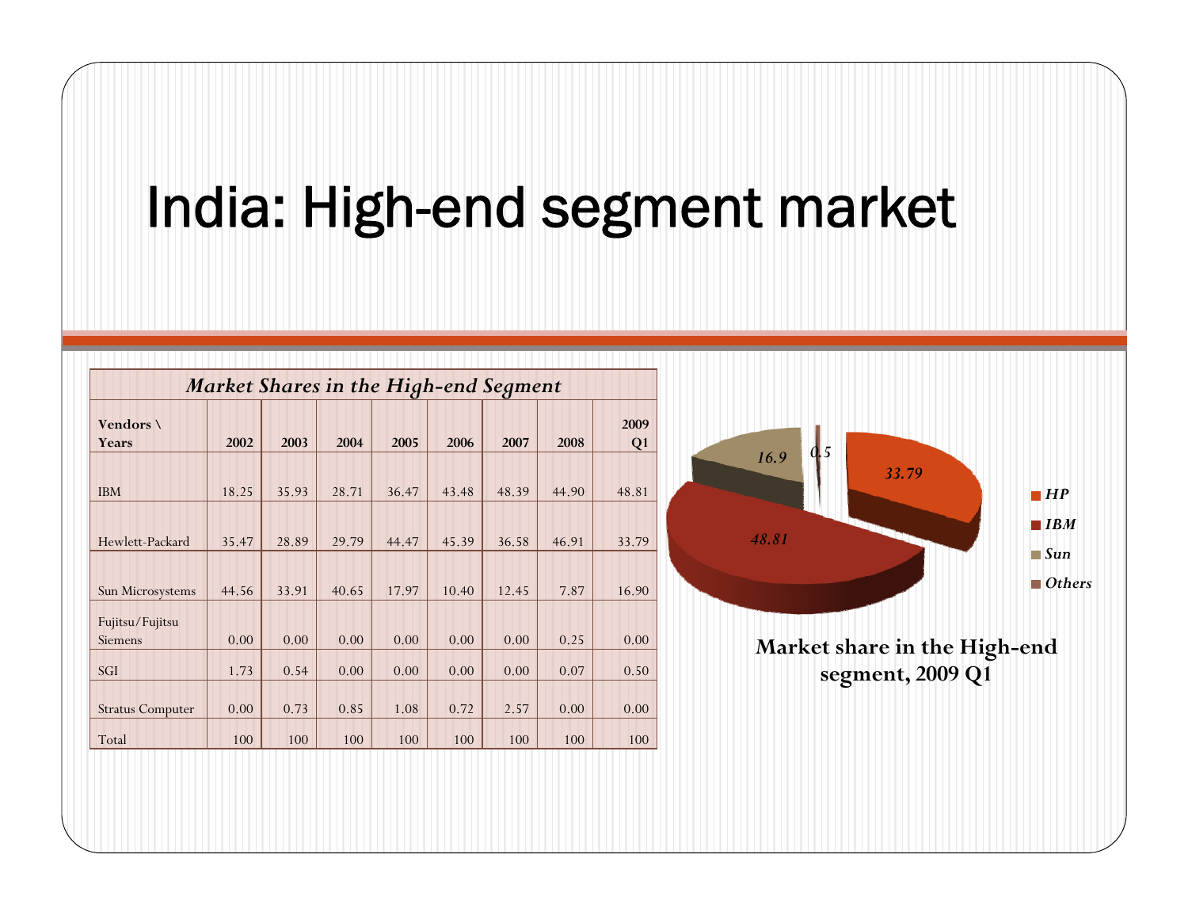# India: High-end segment market

| *Market Shares in the High-end Segment* | | | | | | | | |
|---|---|---|---|---|---|---|---|---|
| **Vendors \ Years** | **2002** | **2003** | **2004** | **2005** | **2006** | **2007** | **2008** | **2009 Q1** |
| IBM | 18.25 | 35.93 | 28.71 | 36.47 | 43.48 | 48.39 | 44.90 | 48.81 |
| Hewlett-Packard | 35.47 | 28.89 | 29.79 | 44.47 | 45.39 | 36.58 | 46.91 | 33.79 |
| Sun Microsystems | 44.56 | 33.91 | 40.65 | 17.97 | 10.40 | 12.45 | 7.87 | 16.90 |
| Fujitsu/Fujitsu Siemens | 0.00 | 0.00 | 0.00 | 0.00 | 0.00 | 0.00 | 0.25 | 0.00 |
| SGI | 1.73 | 0.54 | 0.00 | 0.00 | 0.00 | 0.00 | 0.07 | 0.50 |
| Stratus Computer | 0.00 | 0.73 | 0.85 | 1.08 | 0.72 | 2.57 | 0.00 | 0.00 |
| Total | 100 | 100 | 100 | 100 | 100 | 100 | 100 | 100 |

| Vendor | Share |
|---|---|
| HP | 33.79 |
| IBM | 48.81 |
| Sun | 16.9 |
| Others | 0.5 |

**Market share in the High-end segment, 2009 Q1**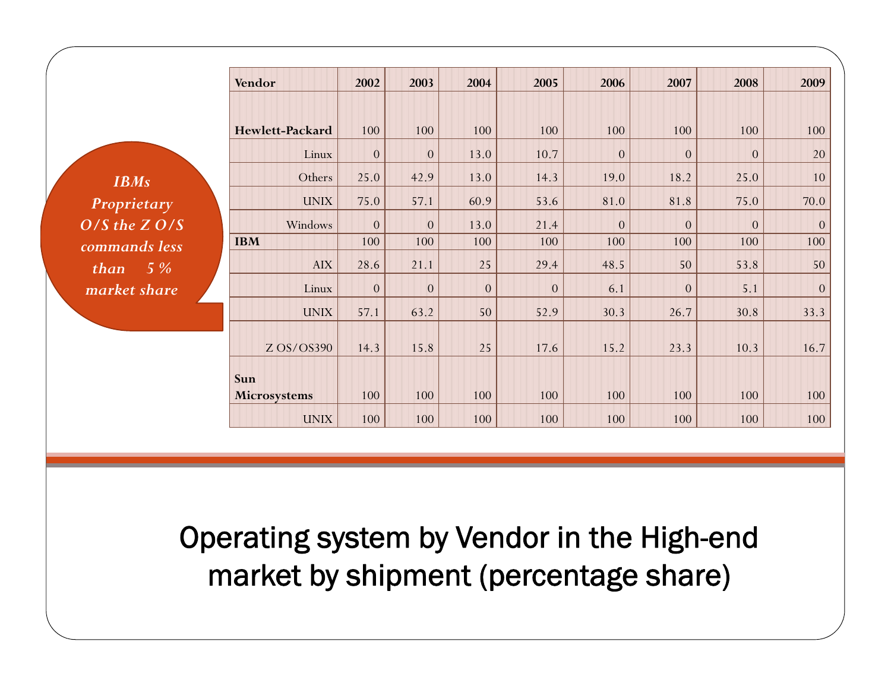*IBMs Proprietary O/S the Z O/S commands less than 5 % market share*

| Vendor | 2002 | 2003 | 2004 | 2005 | 2006 | 2007 | 2008 | 2009 |
|---|---|---|---|---|---|---|---|---|
| **Hewlett-Packard** | 100 | 100 | 100 | 100 | 100 | 100 | 100 | 100 |
| Linux | 0 | 0 | 13.0 | 10.7 | 0 | 0 | 0 | 20 |
| Others | 25.0 | 42.9 | 13.0 | 14.3 | 19.0 | 18.2 | 25.0 | 10 |
| UNIX | 75.0 | 57.1 | 60.9 | 53.6 | 81.0 | 81.8 | 75.0 | 70.0 |
| Windows | 0 | 0 | 13.0 | 21.4 | 0 | 0 | 0 | 0 |
| **IBM** | 100 | 100 | 100 | 100 | 100 | 100 | 100 | 100 |
| AIX | 28.6 | 21.1 | 25 | 29.4 | 48.5 | 50 | 53.8 | 50 |
| Linux | 0 | 0 | 0 | 0 | 6.1 | 0 | 5.1 | 0 |
| UNIX | 57.1 | 63.2 | 50 | 52.9 | 30.3 | 26.7 | 30.8 | 33.3 |
| Z OS/OS390 | 14.3 | 15.8 | 25 | 17.6 | 15.2 | 23.3 | 10.3 | 16.7 |
| **Sun Microsystems** | 100 | 100 | 100 | 100 | 100 | 100 | 100 | 100 |
| UNIX | 100 | 100 | 100 | 100 | 100 | 100 | 100 | 100 |

# Operating system by Vendor in the High-end market by shipment (percentage share)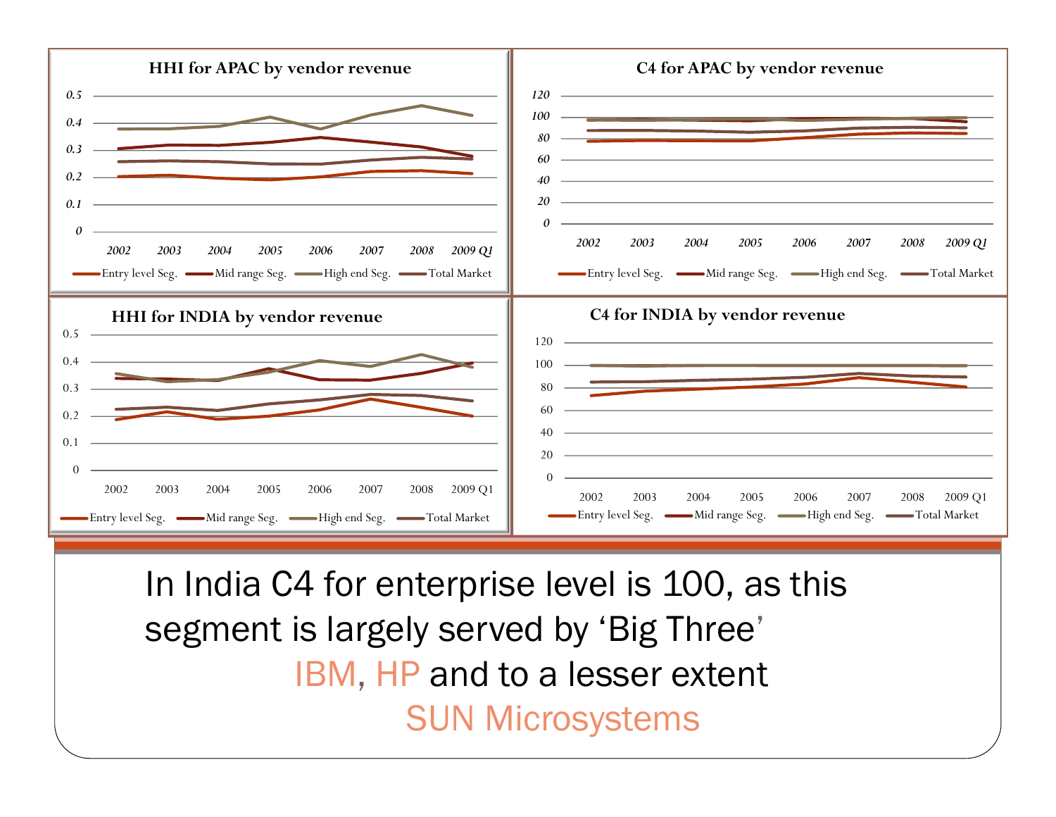**HHI for APAC by vendor revenue**

**C4 for APAC by vendor revenue**

**HHI for INDIA by vendor revenue**

**C4 for INDIA by vendor revenue**

Legend: Entry level Seg., Mid range Seg., High end Seg., Total Market

In India C4 for enterprise level is 100, as this segment is largely served by 'Big Three' IBM, HP and to a lesser extent SUN Microsystems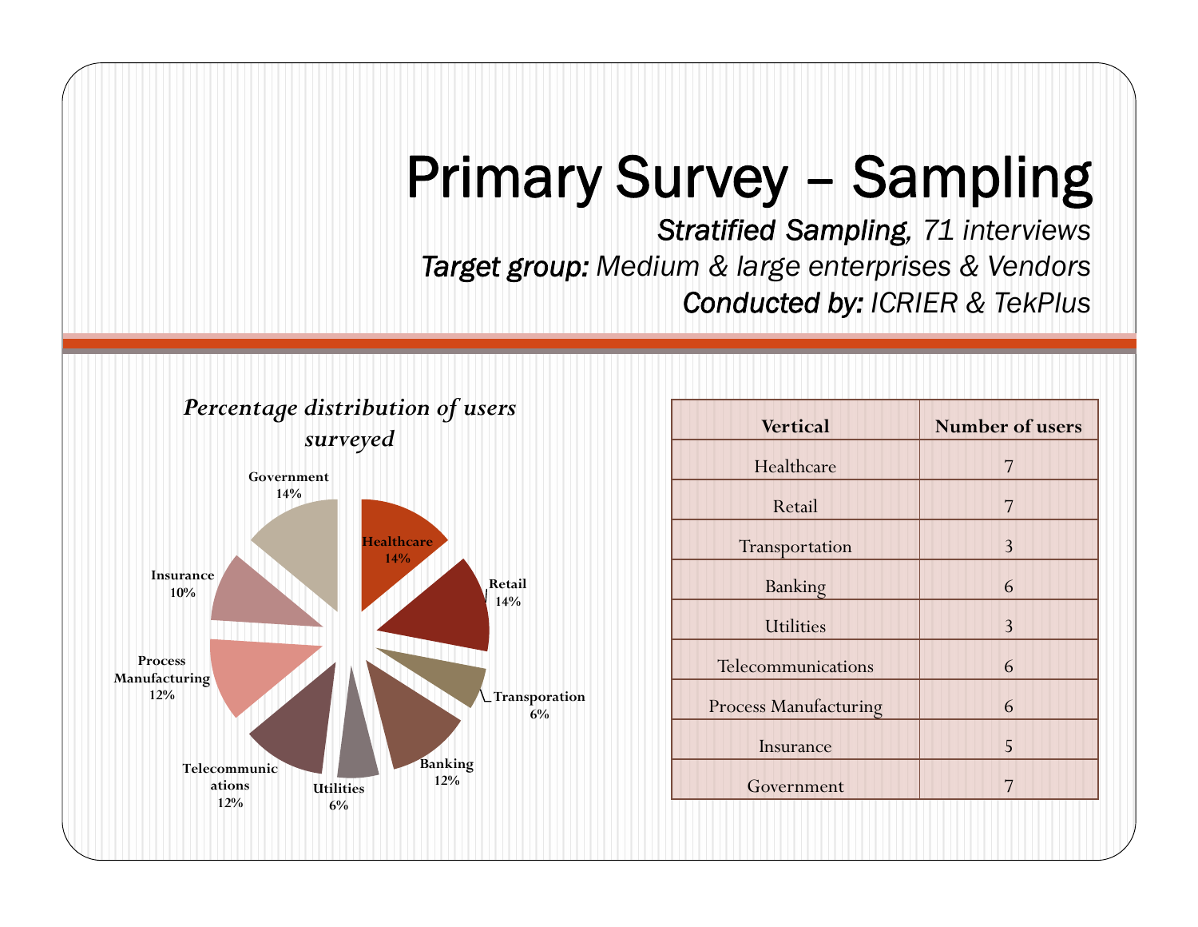# Primary Survey – Sampling

*Stratified Sampling*, *71 interviews*

*Target group: Medium & large enterprises & Vendors*

*Conducted by: ICRIER & TekPlus*

***Percentage distribution of users surveyed***

| Vertical | Percentage |
|---|---|
| Healthcare | 14% |
| Retail | 14% |
| Transporation | 6% |
| Banking | 12% |
| Utilities | 6% |
| Telecommunications | 12% |
| Process Manufacturing | 12% |
| Insurance | 10% |
| Government | 14% |

| Vertical | Number of users |
|---|---|
| Healthcare | 7 |
| Retail | 7 |
| Transportation | 3 |
| Banking | 6 |
| Utilities | 3 |
| Telecommunications | 6 |
| Process Manufacturing | 6 |
| Insurance | 5 |
| Government | 7 |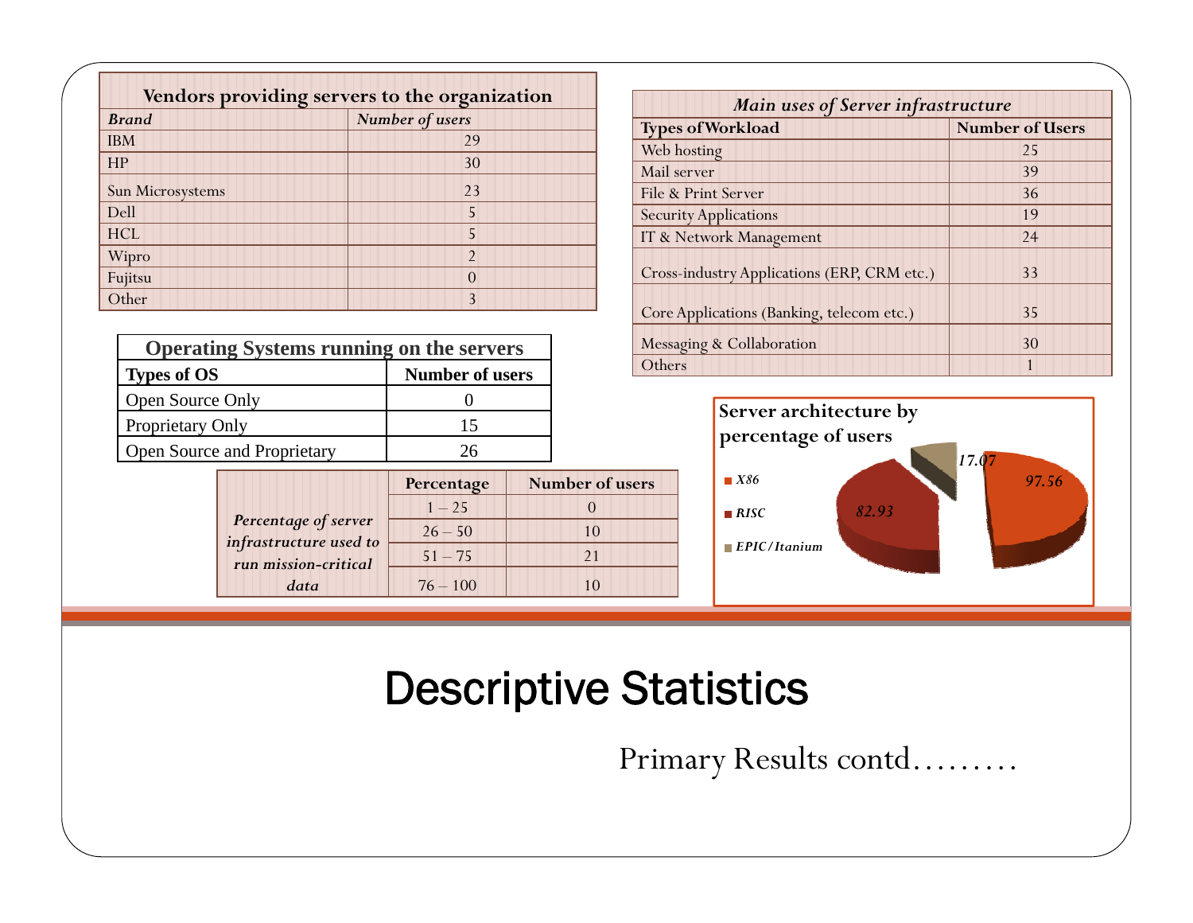# Descriptive Statistics

Primary Results contd………

| Vendors providing servers to the organization | |
|---|---|
| ***Brand*** | ***Number of users*** |
| IBM | 29 |
| HP | 30 |
| Sun Microsystems | 23 |
| Dell | 5 |
| HCL | 5 |
| Wipro | 2 |
| Fujitsu | 0 |
| Other | 3 |

| *Main uses of Server infrastructure* | |
|---|---|
| **Types of Workload** | **Number of Users** |
| Web hosting | 25 |
| Mail server | 39 |
| File & Print Server | 36 |
| Security Applications | 19 |
| IT & Network Management | 24 |
| Cross-industry Applications (ERP, CRM etc.) | 33 |
| Core Applications (Banking, telecom etc.) | 35 |
| Messaging & Collaboration | 30 |
| Others | 1 |

| Operating Systems running on the servers | |
|---|---|
| **Types of OS** | **Number of users** |
| Open Source Only | 0 |
| Proprietary Only | 15 |
| Open Source and Proprietary | 26 |

| | **Percentage** | **Number of users** |
|---|---|---|
| *Percentage of server infrastructure used to run mission-critical data* | 1 – 25 | 0 |
| | 26 – 50 | 10 |
| | 51 – 75 | 21 |
| | 76 – 100 | 10 |

**Server architecture by percentage of users**

| Architecture | Percentage of users |
|---|---|
| *X86* | 97.56 |
| *RISC* | 82.93 |
| *EPIC/Itanium* | 17.07 |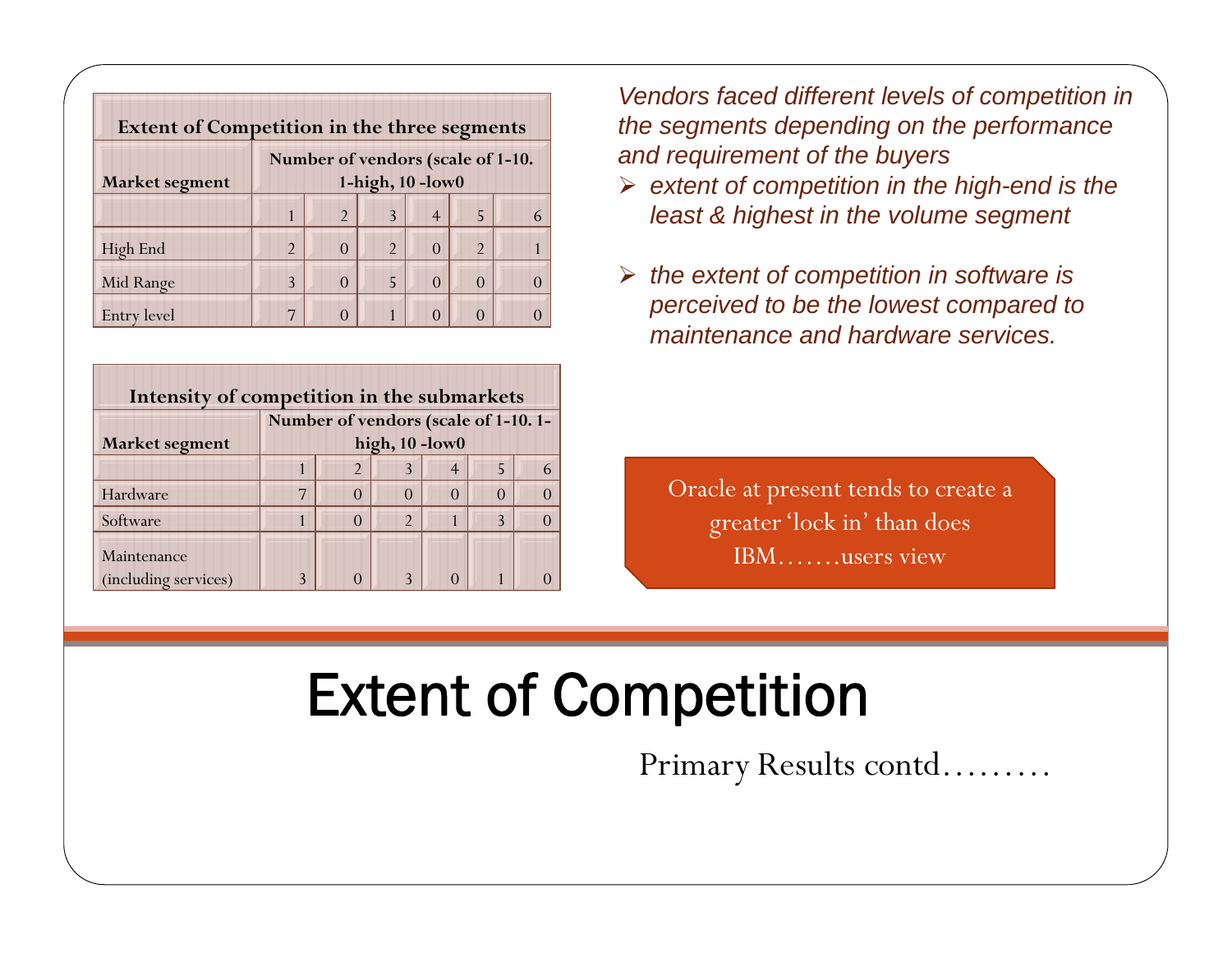# Extent of Competition

Primary Results contd………

| Extent of Competition in the three segments | | | | | | |
|---|---|---|---|---|---|---|
| Market segment | Number of vendors (scale of 1-10. 1-high, 10 -low0 | | | | | |
| | 1 | 2 | 3 | 4 | 5 | 6 |
| High End | 2 | 0 | 2 | 0 | 2 | 1 |
| Mid Range | 3 | 0 | 5 | 0 | 0 | 0 |
| Entry level | 7 | 0 | 1 | 0 | 0 | 0 |

| Intensity of competition in the submarkets | | | | | | |
|---|---|---|---|---|---|---|
| Market segment | Number of vendors (scale of 1-10. 1-high, 10 -low0 | | | | | |
| | 1 | 2 | 3 | 4 | 5 | 6 |
| Hardware | 7 | 0 | 0 | 0 | 0 | 0 |
| Software | 1 | 0 | 2 | 1 | 3 | 0 |
| Maintenance (including services) | 3 | 0 | 3 | 0 | 1 | 0 |

*Vendors faced different levels of competition in the segments depending on the performance and requirement of the buyers*

- *extent of competition in the high-end is the least & highest in the volume segment*
- *the extent of competition in software is perceived to be the lowest compared to maintenance and hardware services.*

Oracle at present tends to create a greater 'lock in' than does IBM…….users view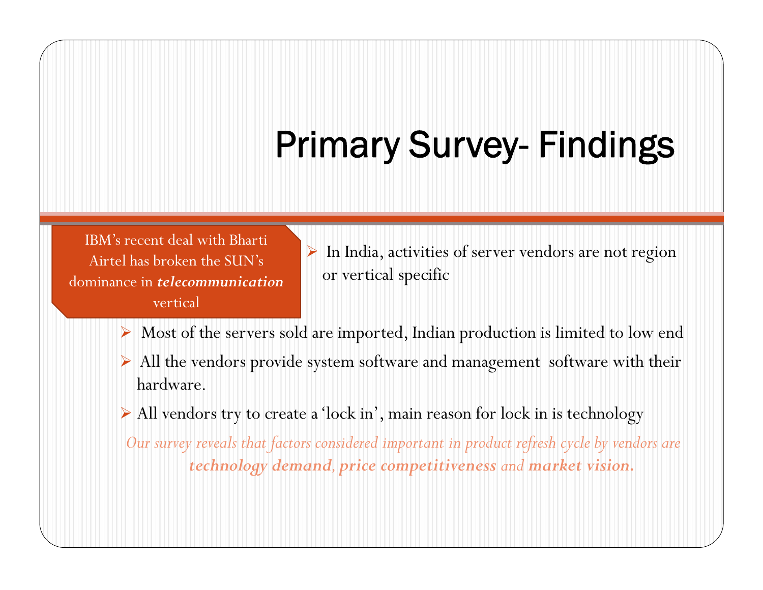# Primary Survey- Findings

IBM's recent deal with Bharti Airtel has broken the SUN's dominance in ***telecommunication*** vertical

- In India, activities of server vendors are not region or vertical specific
- Most of the servers sold are imported, Indian production is limited to low end
- All the vendors provide system software and management software with their hardware.
- All vendors try to create a 'lock in', main reason for lock in is technology

*Our survey reveals that factors considered important in product refresh cycle by vendors are **technology demand**, **price competitiveness** and **market vision.***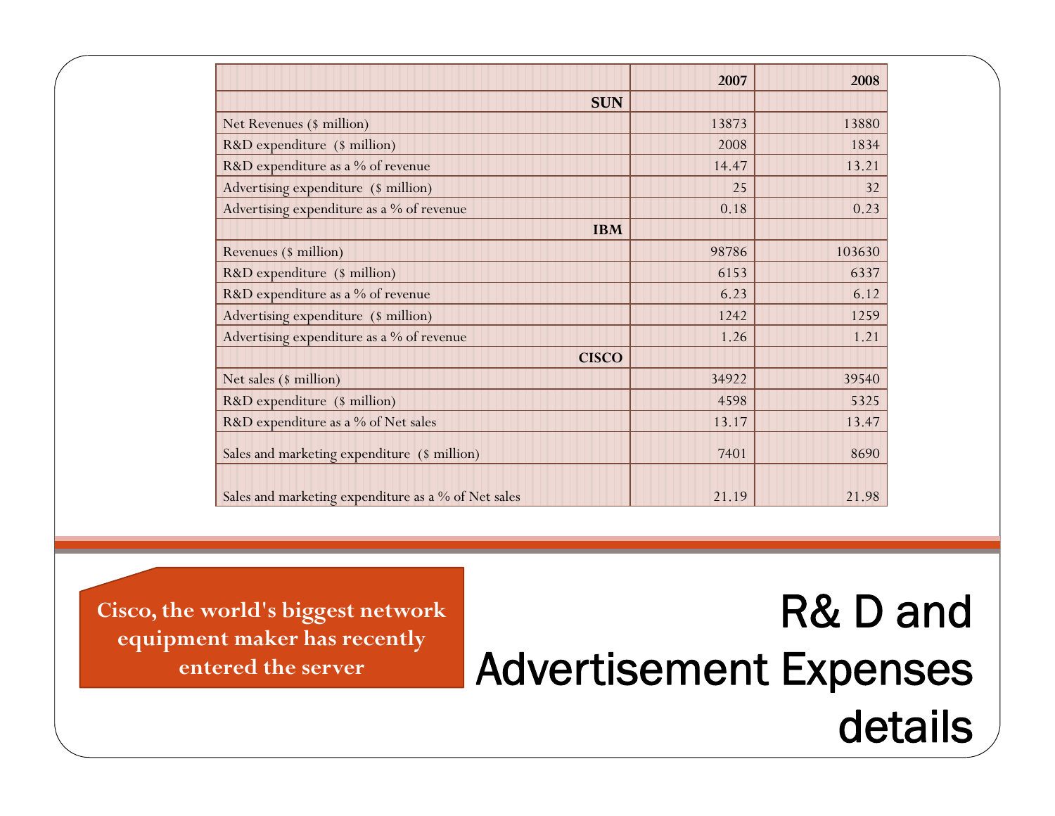# R& D and Advertisement Expenses details

| | 2007 | 2008 |
|---|---|---|
| **SUN** | | |
| Net Revenues ($ million) | 13873 | 13880 |
| R&D expenditure ($ million) | 2008 | 1834 |
| R&D expenditure as a % of revenue | 14.47 | 13.21 |
| Advertising expenditure ($ million) | 25 | 32 |
| Advertising expenditure as a % of revenue | 0.18 | 0.23 |
| **IBM** | | |
| Revenues ($ million) | 98786 | 103630 |
| R&D expenditure ($ million) | 6153 | 6337 |
| R&D expenditure as a % of revenue | 6.23 | 6.12 |
| Advertising expenditure ($ million) | 1242 | 1259 |
| Advertising expenditure as a % of revenue | 1.26 | 1.21 |
| **CISCO** | | |
| Net sales ($ million) | 34922 | 39540 |
| R&D expenditure ($ million) | 4598 | 5325 |
| R&D expenditure as a % of Net sales | 13.17 | 13.47 |
| Sales and marketing expenditure ($ million) | 7401 | 8690 |
| Sales and marketing expenditure as a % of Net sales | 21.19 | 21.98 |

**Cisco, the world's biggest network equipment maker has recently entered the server**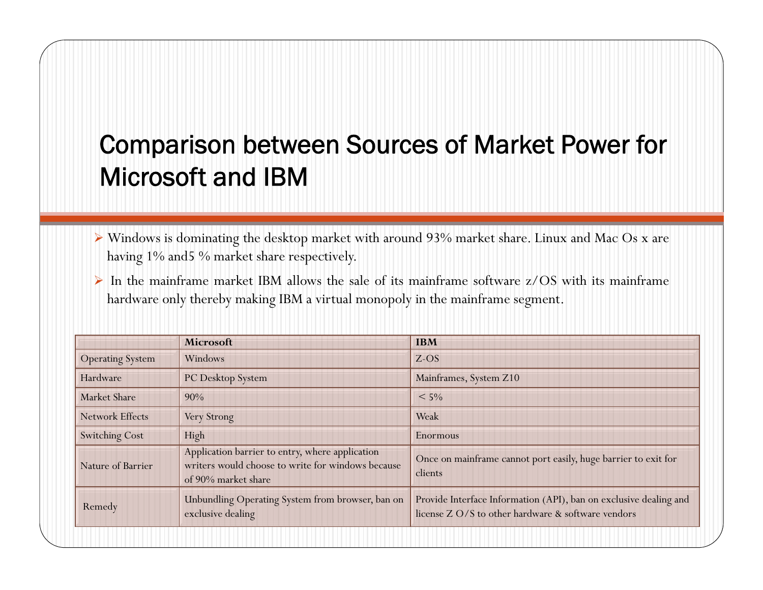# Comparison between Sources of Market Power for Microsoft and IBM

- Windows is dominating the desktop market with around 93% market share. Linux and Mac Os x are having 1% and5 % market share respectively.
- In the mainframe market IBM allows the sale of its mainframe software z/OS with its mainframe hardware only thereby making IBM a virtual monopoly in the mainframe segment.

| | **Microsoft** | **IBM** |
|---|---|---|
| Operating System | Windows | Z-OS |
| Hardware | PC Desktop System | Mainframes, System Z10 |
| Market Share | 90% | < 5% |
| Network Effects | Very Strong | Weak |
| Switching Cost | High | Enormous |
| Nature of Barrier | Application barrier to entry, where application writers would choose to write for windows because of 90% market share | Once on mainframe cannot port easily, huge barrier to exit for clients |
| Remedy | Unbundling Operating System from browser, ban on exclusive dealing | Provide Interface Information (API), ban on exclusive dealing and license Z O/S to other hardware & software vendors |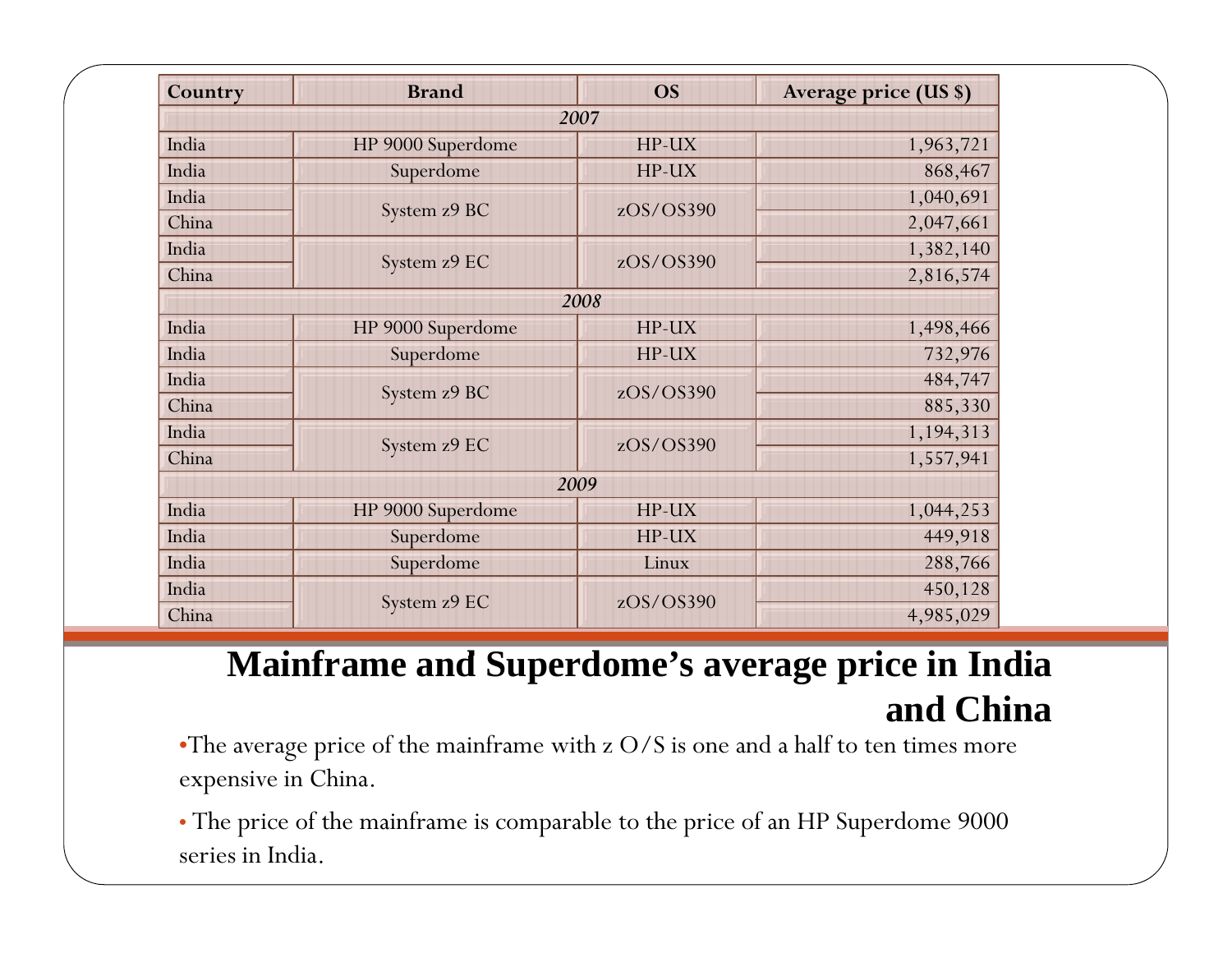| Country | Brand | OS | Average price (US $) |
|---|---|---|---|
| *2007* | | | |
| India | HP 9000 Superdome | HP-UX | 1,963,721 |
| India | Superdome | HP-UX | 868,467 |
| India | System z9 BC | zOS/OS390 | 1,040,691 |
| China | | | 2,047,661 |
| India | System z9 EC | zOS/OS390 | 1,382,140 |
| China | | | 2,816,574 |
| *2008* | | | |
| India | HP 9000 Superdome | HP-UX | 1,498,466 |
| India | Superdome | HP-UX | 732,976 |
| India | System z9 BC | zOS/OS390 | 484,747 |
| China | | | 885,330 |
| India | System z9 EC | zOS/OS390 | 1,194,313 |
| China | | | 1,557,941 |
| *2009* | | | |
| India | HP 9000 Superdome | HP-UX | 1,044,253 |
| India | Superdome | HP-UX | 449,918 |
| India | Superdome | Linux | 288,766 |
| India | System z9 EC | zOS/OS390 | 450,128 |
| China | | | 4,985,029 |

# Mainframe and Superdome's average price in India and China

- The average price of the mainframe with z O/S is one and a half to ten times more expensive in China.
- The price of the mainframe is comparable to the price of an HP Superdome 9000 series in India.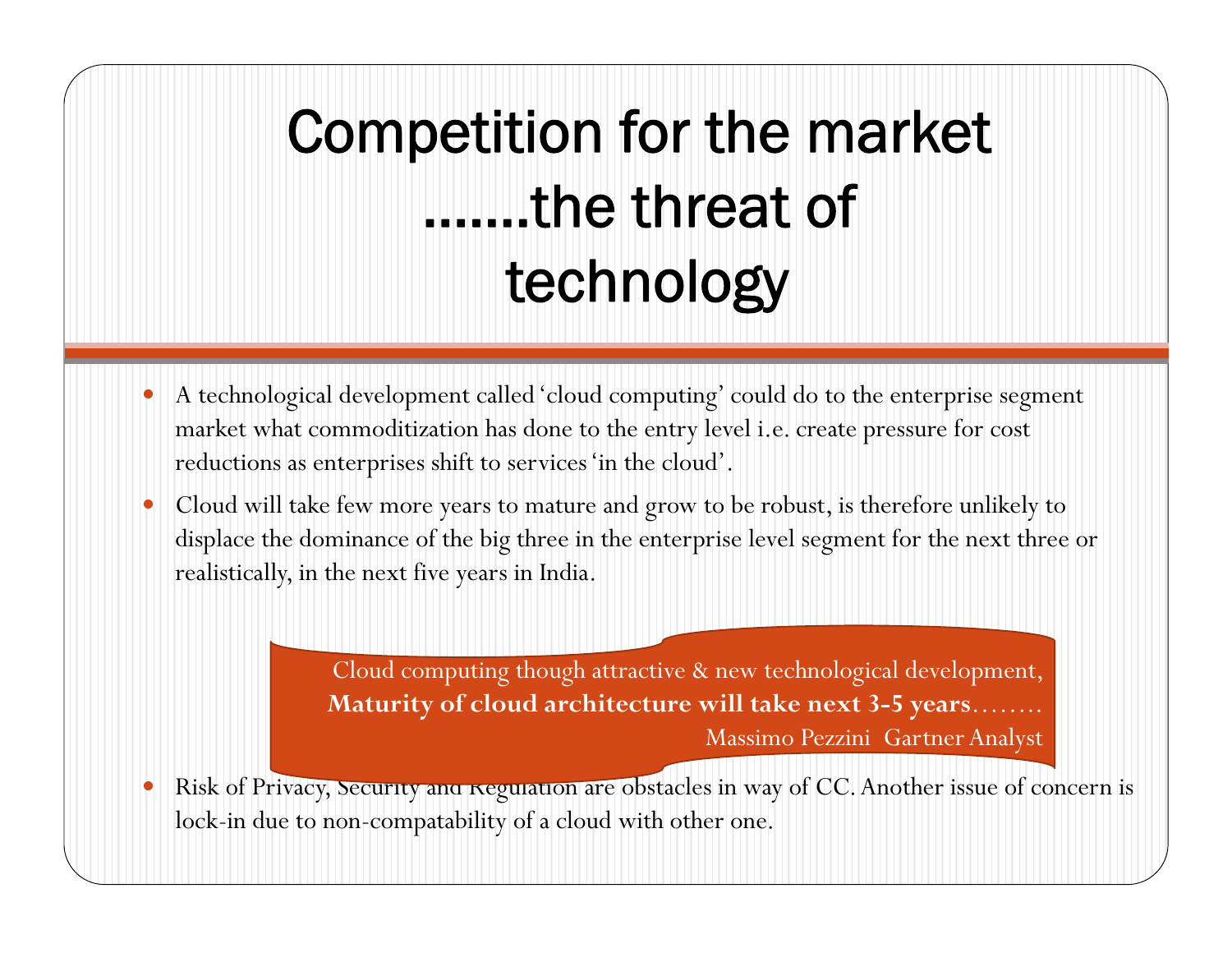# Competition for the market …….the threat of technology

- A technological development called 'cloud computing' could do to the enterprise segment market what commoditization has done to the entry level i.e. create pressure for cost reductions as enterprises shift to services 'in the cloud'.
- Cloud will take few more years to mature and grow to be robust, is therefore unlikely to displace the dominance of the big three in the enterprise level segment for the next three or realistically, in the next five years in India.

> Cloud computing though attractive & new technological development,
> **Maturity of cloud architecture will take next 3-5 years**……..
> Massimo Pezzini Gartner Analyst

- Risk of Privacy, Security and Regulation are obstacles in way of CC. Another issue of concern is lock-in due to non-compatability of a cloud with other one.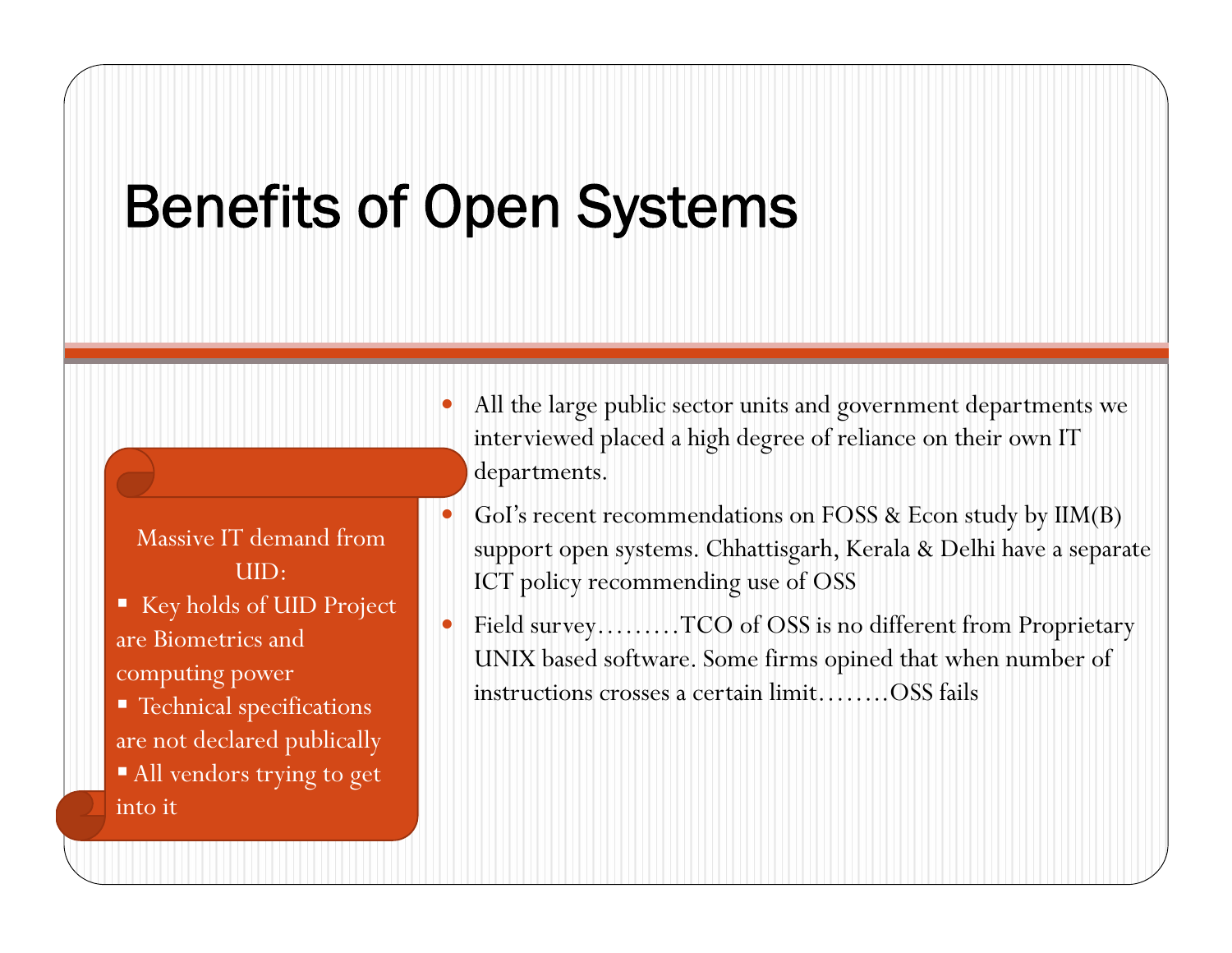# Benefits of Open Systems

Massive IT demand from UID:

- Key holds of UID Project are Biometrics and computing power
- Technical specifications are not declared publically
- All vendors trying to get into it

- All the large public sector units and government departments we interviewed placed a high degree of reliance on their own IT departments.
- GoI's recent recommendations on FOSS & Econ study by IIM(B) support open systems. Chhattisgarh, Kerala & Delhi have a separate ICT policy recommending use of OSS
- Field survey………TCO of OSS is no different from Proprietary UNIX based software. Some firms opined that when number of instructions crosses a certain limit……..OSS fails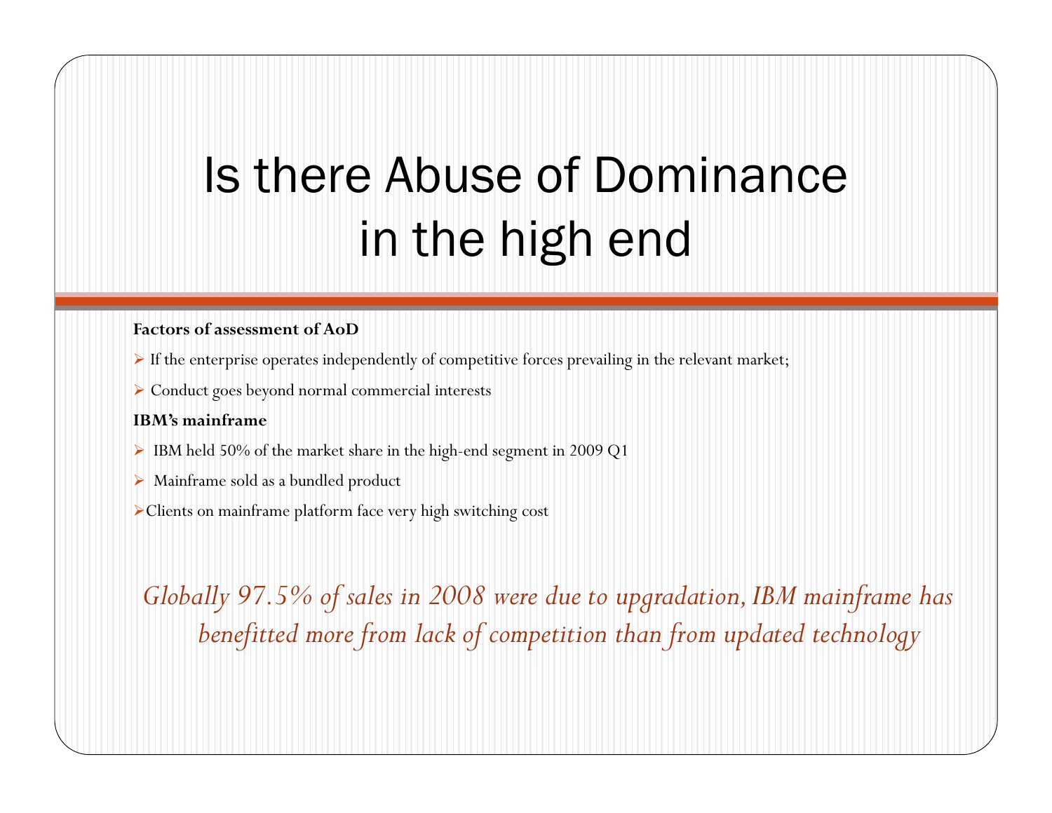# Is there Abuse of Dominance in the high end

**Factors of assessment of AoD**

- If the enterprise operates independently of competitive forces prevailing in the relevant market;
- Conduct goes beyond normal commercial interests

**IBM's mainframe**

- IBM held 50% of the market share in the high-end segment in 2009 Q1
- Mainframe sold as a bundled product
- Clients on mainframe platform face very high switching cost

*Globally 97.5% of sales in 2008 were due to upgradation, IBM mainframe has benefitted more from lack of competition than from updated technology*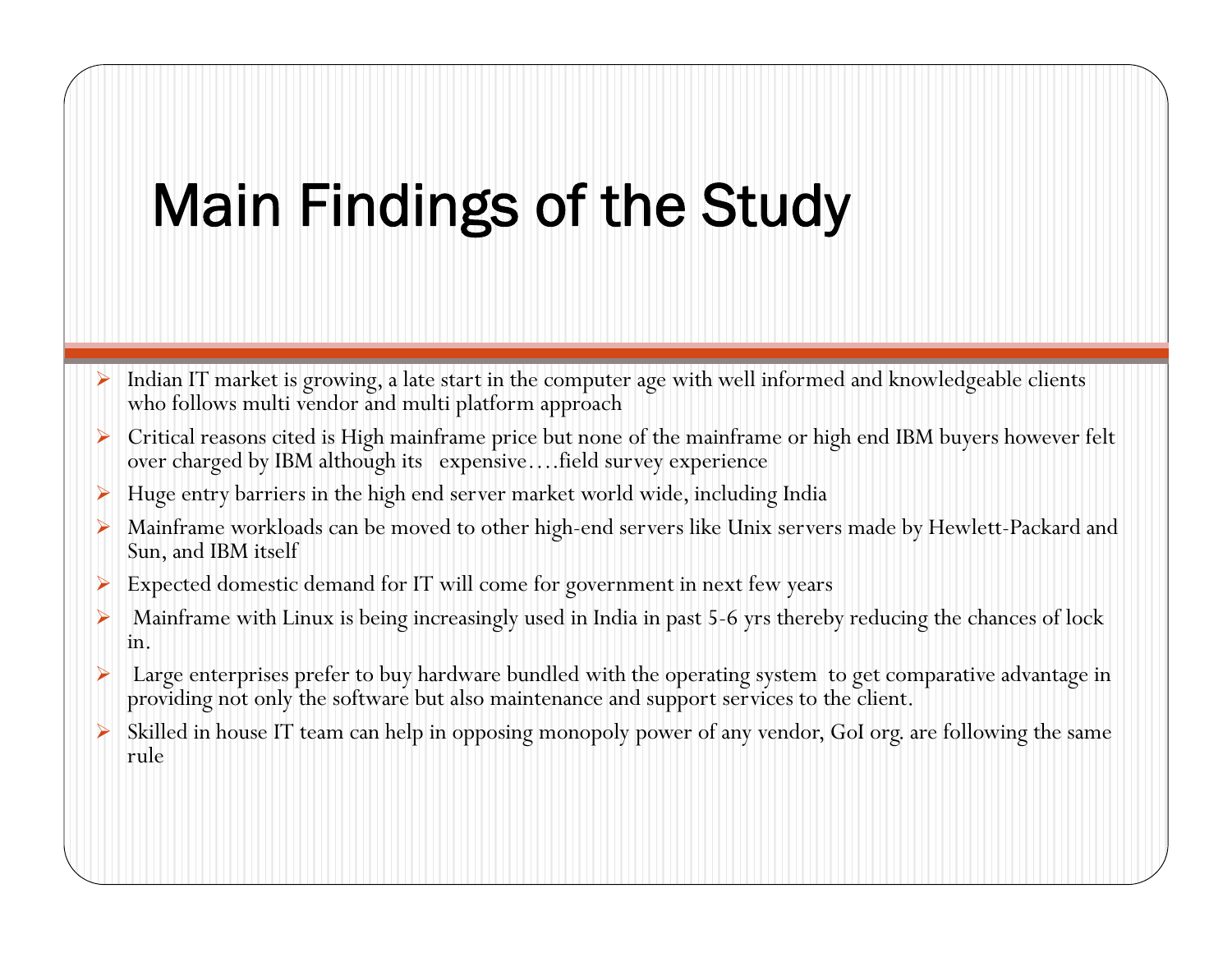# Main Findings of the Study

- Indian IT market is growing, a late start in the computer age with well informed and knowledgeable clients who follows multi vendor and multi platform approach
- Critical reasons cited is High mainframe price but none of the mainframe or high end IBM buyers however felt over charged by IBM although its expensive….field survey experience
- Huge entry barriers in the high end server market world wide, including India
- Mainframe workloads can be moved to other high-end servers like Unix servers made by Hewlett-Packard and Sun, and IBM itself
- Expected domestic demand for IT will come for government in next few years
- Mainframe with Linux is being increasingly used in India in past 5-6 yrs thereby reducing the chances of lock in.
- Large enterprises prefer to buy hardware bundled with the operating system to get comparative advantage in providing not only the software but also maintenance and support services to the client.
- Skilled in house IT team can help in opposing monopoly power of any vendor, GoI org. are following the same rule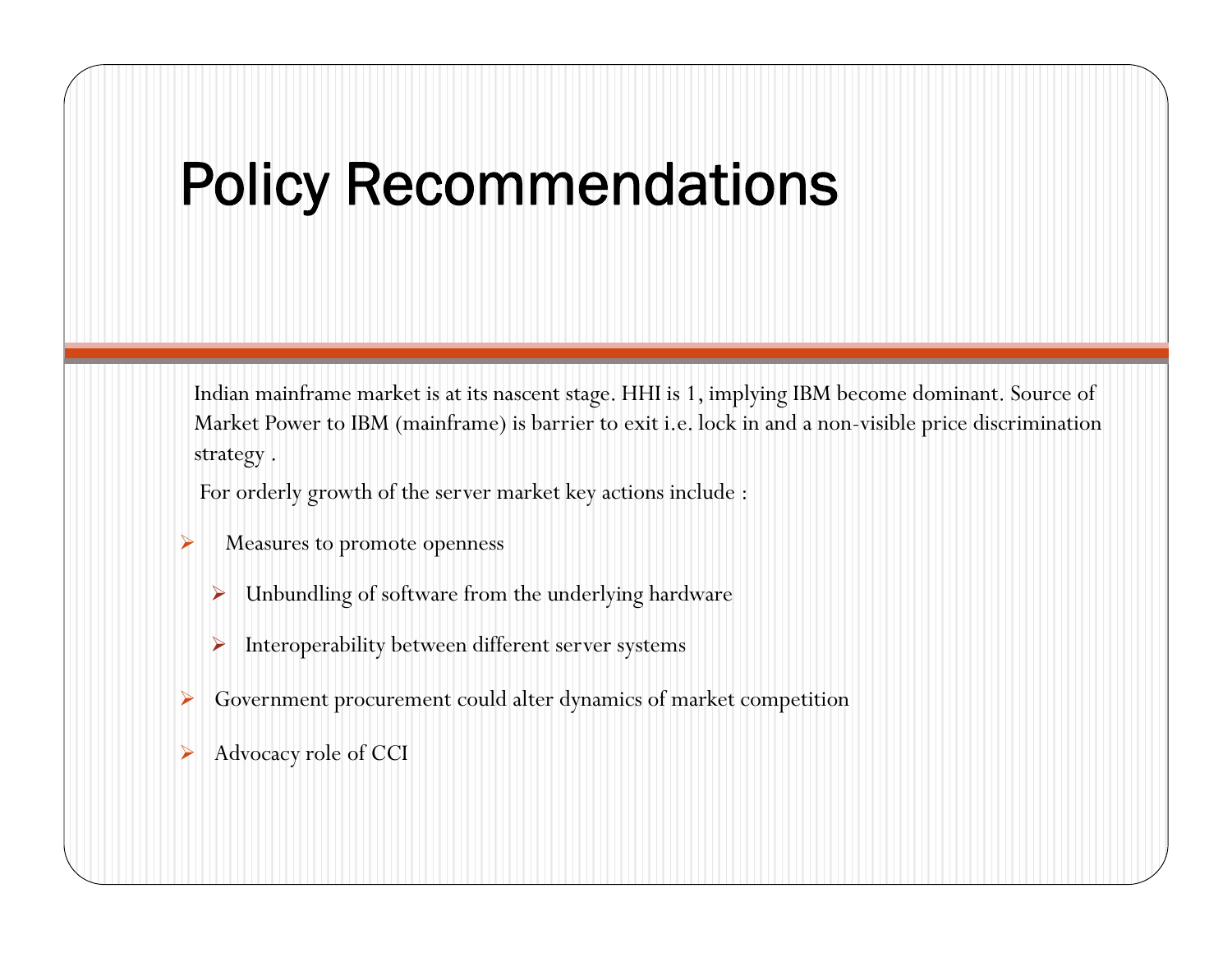# Policy Recommendations

Indian mainframe market is at its nascent stage. HHI is 1, implying IBM become dominant. Source of Market Power to IBM (mainframe) is barrier to exit i.e. lock in and a non-visible price discrimination strategy .

For orderly growth of the server market key actions include :

- Measures to promote openness
  - Unbundling of software from the underlying hardware
  - Interoperability between different server systems
- Government procurement could alter dynamics of market competition
- Advocacy role of CCI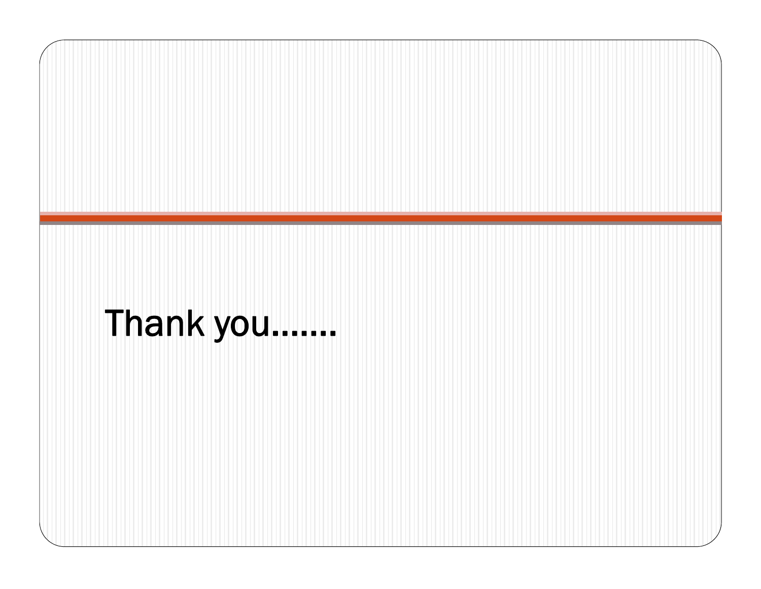Thank you…….